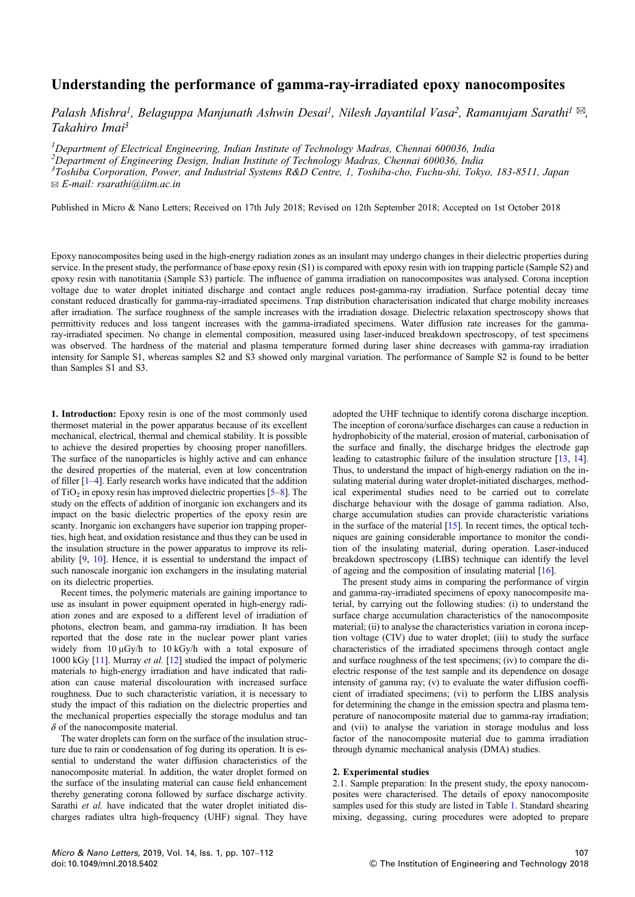# Understanding the performance of gamma-ray-irradiated epoxy nanocomposites

*Palash Mishra[1], Belaguppa Manjunath Ashwin Desai[1], Nilesh Jayantilal Vasa[2], Ramanujam Sarathi[1] ✉, Takahiro Imai[3]*

[1]Department of Electrical Engineering, Indian Institute of Technology Madras, Chennai 600036, India
[2]Department of Engineering Design, Indian Institute of Technology Madras, Chennai 600036, India
[3]Toshiba Corporation, Power, and Industrial Systems R&D Centre, 1, Toshiba-cho, Fuchu-shi, Tokyo, 183-8511, Japan
✉ E-mail: rsarathi@iitm.ac.in

Published in Micro & Nano Letters; Received on 17th July 2018; Revised on 12th September 2018; Accepted on 1st October 2018

Epoxy nanocomposites being used in the high-energy radiation zones as an insulant may undergo changes in their dielectric properties during service. In the present study, the performance of base epoxy resin (S1) is compared with epoxy resin with ion trapping particle (Sample S2) and epoxy resin with nanotitania (Sample S3) particle. The influence of gamma irradiation on nanocomposites was analysed. Corona inception voltage due to water droplet initiated discharge and contact angle reduces post-gamma-ray irradiation. Surface potential decay time constant reduced drastically for gamma-ray-irradiated specimens. Trap distribution characterisation indicated that charge mobility increases after irradiation. The surface roughness of the sample increases with the irradiation dosage. Dielectric relaxation spectroscopy shows that permittivity reduces and loss tangent increases with the gamma-ray-irradiated specimen. Water diffusion rate increases for the gamma-ray-irradiated specimens. No change in elemental composition, measured using laser-induced breakdown spectroscopy, of test specimens was observed. The hardness of the material and plasma temperature formed during laser shine decreases with gamma-ray irradiation intensity for Sample S1, whereas samples S2 and S3 showed only marginal variation. The performance of Sample S2 is found to be better than Samples S1 and S3.

**1. Introduction:** Epoxy resin is one of the most commonly used thermoset material in the power apparatus because of its excellent mechanical, electrical, thermal and chemical stability. It is possible to achieve the desired properties by choosing proper nanofillers. The surface of the nanoparticles is highly active and can enhance the desired properties of the material, even at low concentration of filler [1–4]. Early research works have indicated that the addition of $TiO_2$ in epoxy resin has improved dielectric properties [5–8]. The study on the effects of addition of inorganic ion exchangers and its impact on the basic dielectric properties of the epoxy resin are scanty. Inorganic ion exchangers have superior ion trapping properties, high heat, and oxidation resistance and thus they can be used in the insulation structure in the power apparatus to improve its reliability [9, 10]. Hence, it is essential to understand the impact of such nanoscale inorganic ion exchangers in the insulating material on its dielectric properties.

Recent times, the polymeric materials are gaining importance to use as insulant in power equipment operated in high-energy radiation zones and are exposed to a different level of irradiation of photons, electron beam, and gamma-ray irradiation. It has been reported that the dose rate in the nuclear power plant varies widely from 10 μGy/h to 10 kGy/h with a total exposure of 1000 kGy [11]. Murray *et al.* [12] studied the impact of polymeric materials to high-energy irradiation and have indicated that radiation can cause material discolouration with increased surface roughness. Due to such characteristic variation, it is necessary to study the impact of this radiation on the dielectric properties and the mechanical properties especially the storage modulus and tan $\delta$ of the nanocomposite material.

The water droplets can form on the surface of the insulation structure due to rain or condensation of fog during its operation. It is essential to understand the water diffusion characteristics of the nanocomposite material. In addition, the water droplet formed on the surface of the insulating material can cause field enhancement thereby generating corona followed by surface discharge activity. Sarathi *et al.* have indicated that the water droplet initiated discharges radiates ultra high-frequency (UHF) signal. They have adopted the UHF technique to identify corona discharge inception. The inception of corona/surface discharges can cause a reduction in hydrophobicity of the material, erosion of material, carbonisation of the surface and finally, the discharge bridges the electrode gap leading to catastrophic failure of the insulation structure [13, 14]. Thus, to understand the impact of high-energy radiation on the insulating material during water droplet-initiated discharges, methodical experimental studies need to be carried out to correlate discharge behaviour with the dosage of gamma radiation. Also, charge accumulation studies can provide characteristic variations in the surface of the material [15]. In recent times, the optical techniques are gaining considerable importance to monitor the condition of the insulating material, during operation. Laser-induced breakdown spectroscopy (LIBS) technique can identify the level of ageing and the composition of insulating material [16].

The present study aims in comparing the performance of virgin and gamma-ray-irradiated specimens of epoxy nanocomposite material, by carrying out the following studies: (i) to understand the surface charge accumulation characteristics of the nanocomposite material; (ii) to analyse the characteristics variation in corona inception voltage (CIV) due to water droplet; (iii) to study the surface characteristics of the irradiated specimens through contact angle and surface roughness of the test specimens; (iv) to compare the dielectric response of the test sample and its dependence on dosage intensity of gamma ray; (v) to evaluate the water diffusion coefficient of irradiated specimens; (vi) to perform the LIBS analysis for determining the change in the emission spectra and plasma temperature of nanocomposite material due to gamma-ray irradiation; and (vii) to analyse the variation in storage modulus and loss factor of the nanocomposite material due to gamma irradiation through dynamic mechanical analysis (DMA) studies.

**2. Experimental studies**

2.1. Sample preparation: In the present study, the epoxy nanocomposites were characterised. The details of epoxy nanocomposite samples used for this study are listed in Table 1. Standard shearing mixing, degassing, curing procedures were adopted to prepare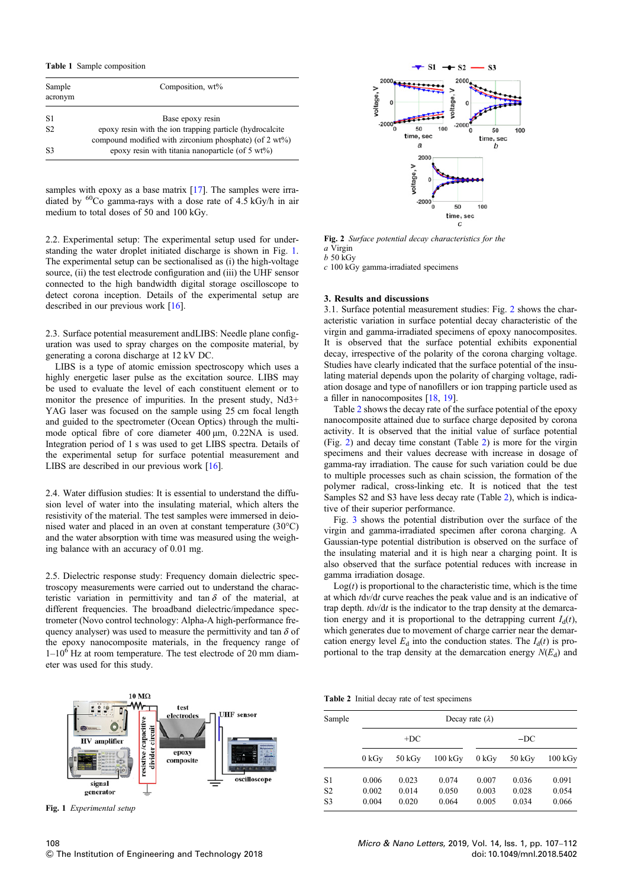**Table 1** Sample composition

| Sample acronym | Composition, wt% |
|---|---|
| S1 | Base epoxy resin |
| S2 | epoxy resin with the ion trapping particle (hydrocalcite compound modified with zirconium phosphate) (of 2 wt%) |
| S3 | epoxy resin with titania nanoparticle (of 5 wt%) |

samples with epoxy as a base matrix [17]. The samples were irradiated by $^{60}Co$ gamma-rays with a dose rate of 4.5 kGy/h in air medium to total doses of 50 and 100 kGy.

2.2. Experimental setup: The experimental setup used for understanding the water droplet initiated discharge is shown in Fig. 1. The experimental setup can be sectionalised as (i) the high-voltage source, (ii) the test electrode configuration and (iii) the UHF sensor connected to the high bandwidth digital storage oscilloscope to detect corona inception. Details of the experimental setup are described in our previous work [16].

2.3. Surface potential measurement andLIBS: Needle plane configuration was used to spray charges on the composite material, by generating a corona discharge at 12 kV DC.

LIBS is a type of atomic emission spectroscopy which uses a highly energetic laser pulse as the excitation source. LIBS may be used to evaluate the level of each constituent element or to monitor the presence of impurities. In the present study, Nd3+ YAG laser was focused on the sample using 25 cm focal length and guided to the spectrometer (Ocean Optics) through the multimode optical fibre of core diameter 400 μm, 0.22NA is used. Integration period of 1 s was used to get LIBS spectra. Details of the experimental setup for surface potential measurement and LIBS are described in our previous work [16].

2.4. Water diffusion studies: It is essential to understand the diffusion level of water into the insulating material, which alters the resistivity of the material. The test samples were immersed in deionised water and placed in an oven at constant temperature (30°C) and the water absorption with time was measured using the weighing balance with an accuracy of 0.01 mg.

2.5. Dielectric response study: Frequency domain dielectric spectroscopy measurements were carried out to understand the characteristic variation in permittivity and tan $\delta$ of the material, at different frequencies. The broadband dielectric/impedance spectrometer (Novo control technology: Alpha-A high-performance frequency analyser) was used to measure the permittivity and tan $\delta$ of the epoxy nanocomposite materials, in the frequency range of $1$–$10^6$ Hz at room temperature. The test electrode of 20 mm diameter was used for this study.

**Fig. 1** *Experimental setup*

**Fig. 2** *Surface potential decay characteristics for the*
*a* Virgin
*b* 50 kGy
*c* 100 kGy gamma-irradiated specimens

## 3. Results and discussions

3.1. Surface potential measurement studies: Fig. 2 shows the characteristic variation in surface potential decay characteristic of the virgin and gamma-irradiated specimens of epoxy nanocomposites. It is observed that the surface potential exhibits exponential decay, irrespective of the polarity of the corona charging voltage. Studies have clearly indicated that the surface potential of the insulating material depends upon the polarity of charging voltage, radiation dosage and type of nanofillers or ion trapping particle used as a filler in nanocomposites [18, 19].

Table 2 shows the decay rate of the surface potential of the epoxy nanocomposite attained due to surface charge deposited by corona activity. It is observed that the initial value of surface potential (Fig. 2) and decay time constant (Table 2) is more for the virgin specimens and their values decrease with increase in dosage of gamma-ray irradiation. The cause for such variation could be due to multiple processes such as chain scission, the formation of the polymer radical, cross-linking etc. It is noticed that the test Samples S2 and S3 have less decay rate (Table 2), which is indicative of their superior performance.

Fig. 3 shows the potential distribution over the surface of the virgin and gamma-irradiated specimen after corona charging. A Gaussian-type potential distribution is observed on the surface of the insulating material and it is high near a charging point. It is also observed that the surface potential reduces with increase in gamma irradiation dosage.

Log($t$) is proportional to the characteristic time, which is the time at which $t\mathrm{d}v/\mathrm{d}t$ curve reaches the peak value and is an indicative of trap depth. $t\mathrm{d}v/\mathrm{d}t$ is the indicator to the trap density at the demarcation energy and it is proportional to the detrapping current $I_d(t)$, which generates due to movement of charge carrier near the demarcation energy level $E_d$ into the conduction states. The $I_d(t)$ is proportional to the trap density at the demarcation energy $N(E_d)$ and

**Table 2** Initial decay rate of test specimens

| Sample | Decay rate ($\lambda$) | | | | | |
|---|---|---|---|---|---|---|
| | +DC | | | −DC | | |
| | 0 kGy | 50 kGy | 100 kGy | 0 kGy | 50 kGy | 100 kGy |
| S1 | 0.006 | 0.023 | 0.074 | 0.007 | 0.036 | 0.091 |
| S2 | 0.002 | 0.014 | 0.050 | 0.003 | 0.028 | 0.054 |
| S3 | 0.004 | 0.020 | 0.064 | 0.005 | 0.034 | 0.066 |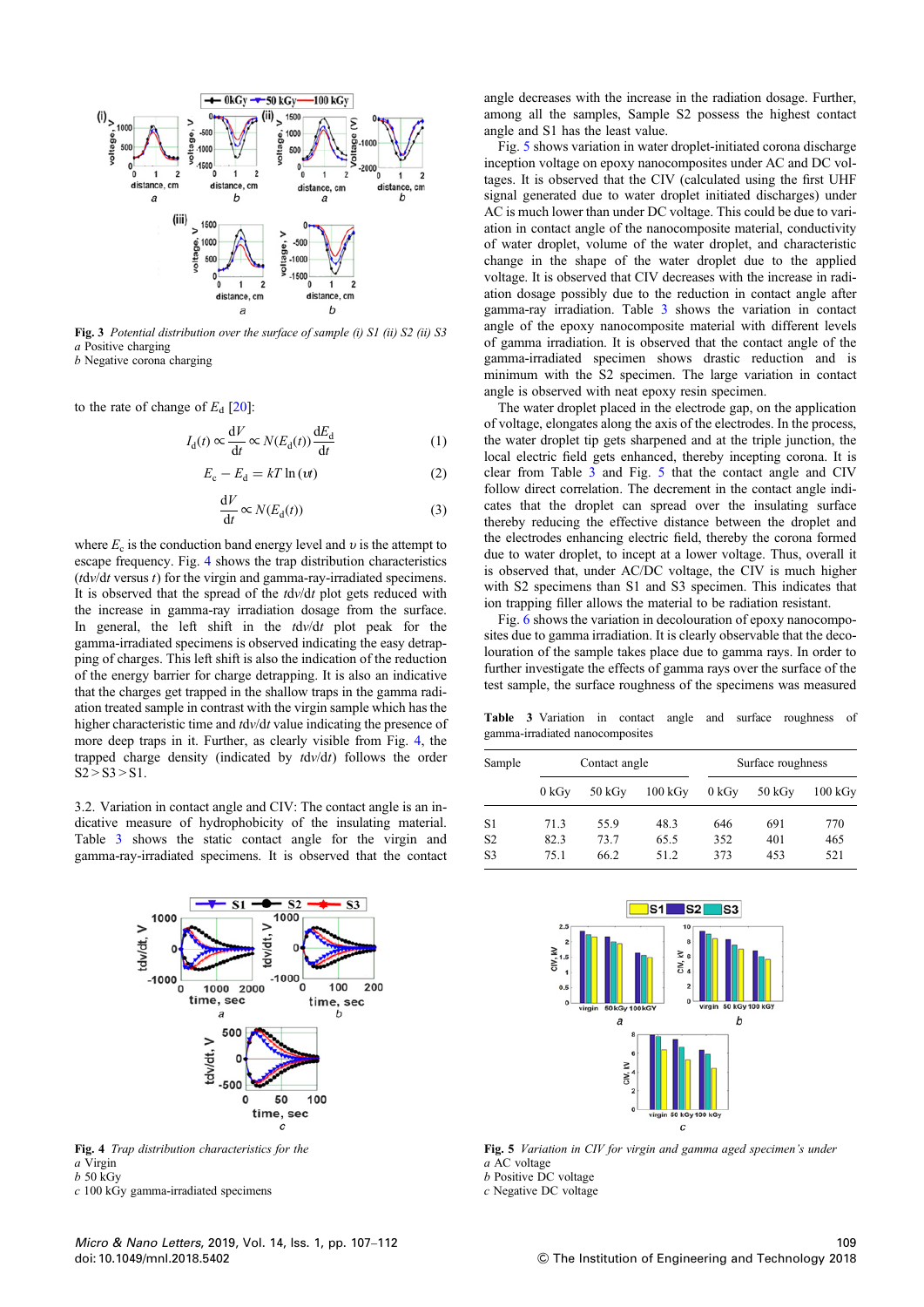Fig. 3 *Potential distribution over the surface of sample (i) S1 (ii) S2 (ii) S3*
*a* Positive charging
*b* Negative corona charging

to the rate of change of $E_d$ [20]:

$$I_d(t) \propto \frac{dV}{dt} \propto N(E_d(t)) \frac{dE_d}{dt} \tag{1}$$

$$E_c - E_d = kT \ln(\upsilon t) \tag{2}$$

$$\frac{dV}{dt} \propto N(E_d(t)) \tag{3}$$

where $E_c$ is the conduction band energy level and $\upsilon$ is the attempt to escape frequency. Fig. 4 shows the trap distribution characteristics ($t$d$v$/d$t$ versus $t$) for the virgin and gamma-ray-irradiated specimens. It is observed that the spread of the $t$d$v$/d$t$ plot gets reduced with the increase in gamma-ray irradiation dosage from the surface. In general, the left shift in the $t$d$v$/d$t$ plot peak for the gamma-irradiated specimens is observed indicating the easy detrapping of charges. This left shift is also the indication of the reduction of the energy barrier for charge detrapping. It is also an indicative that the charges get trapped in the shallow traps in the gamma radiation treated sample in contrast with the virgin sample which has the higher characteristic time and $t$d$v$/d$t$ value indicating the presence of more deep traps in it. Further, as clearly visible from Fig. 4, the trapped charge density (indicated by $t$d$v$/d$t$) follows the order S2 > S3 > S1.

3.2. Variation in contact angle and CIV: The contact angle is an indicative measure of hydrophobicity of the insulating material. Table 3 shows the static contact angle for the virgin and gamma-ray-irradiated specimens. It is observed that the contact angle decreases with the increase in the radiation dosage. Further, among all the samples, Sample S2 possess the highest contact angle and S1 has the least value.

Fig. 5 shows variation in water droplet-initiated corona discharge inception voltage on epoxy nanocomposites under AC and DC voltages. It is observed that the CIV (calculated using the first UHF signal generated due to water droplet initiated discharges) under AC is much lower than under DC voltage. This could be due to variation in contact angle of the nanocomposite material, conductivity of water droplet, volume of the water droplet, and characteristic change in the shape of the water droplet due to the applied voltage. It is observed that CIV decreases with the increase in radiation dosage possibly due to the reduction in contact angle after gamma-ray irradiation. Table 3 shows the variation in contact angle of the epoxy nanocomposite material with different levels of gamma irradiation. It is observed that the contact angle of the gamma-irradiated specimen shows drastic reduction and is minimum with the S2 specimen. The large variation in contact angle is observed with neat epoxy resin specimen.

The water droplet placed in the electrode gap, on the application of voltage, elongates along the axis of the electrodes. In the process, the water droplet tip gets sharpened and at the triple junction, the local electric field gets enhanced, thereby incepting corona. It is clear from Table 3 and Fig. 5 that the contact angle and CIV follow direct correlation. The decrement in the contact angle indicates that the droplet can spread over the insulating surface thereby reducing the effective distance between the droplet and the electrodes enhancing electric field, thereby the corona formed due to water droplet, to incept at a lower voltage. Thus, overall it is observed that, under AC/DC voltage, the CIV is much higher with S2 specimens than S1 and S3 specimen. This indicates that ion trapping filler allows the material to be radiation resistant.

Fig. 6 shows the variation in decolouration of epoxy nanocomposites due to gamma irradiation. It is clearly observable that the decolouration of the sample takes place due to gamma rays. In order to further investigate the effects of gamma rays over the surface of the test sample, the surface roughness of the specimens was measured

**Table 3** Variation in contact angle and surface roughness of gamma-irradiated nanocomposites

| Sample | Contact angle | | | Surface roughness | | |
|---|---|---|---|---|---|---|
| | 0 kGy | 50 kGy | 100 kGy | 0 kGy | 50 kGy | 100 kGy |
| S1 | 71.3 | 55.9 | 48.3 | 646 | 691 | 770 |
| S2 | 82.3 | 73.7 | 65.5 | 352 | 401 | 465 |
| S3 | 75.1 | 66.2 | 51.2 | 373 | 453 | 521 |

Fig. 4 *Trap distribution characteristics for the*
*a* Virgin
*b* 50 kGy
*c* 100 kGy gamma-irradiated specimens

Fig. 5 *Variation in CIV for virgin and gamma aged specimen's under*
*a* AC voltage
*b* Positive DC voltage
*c* Negative DC voltage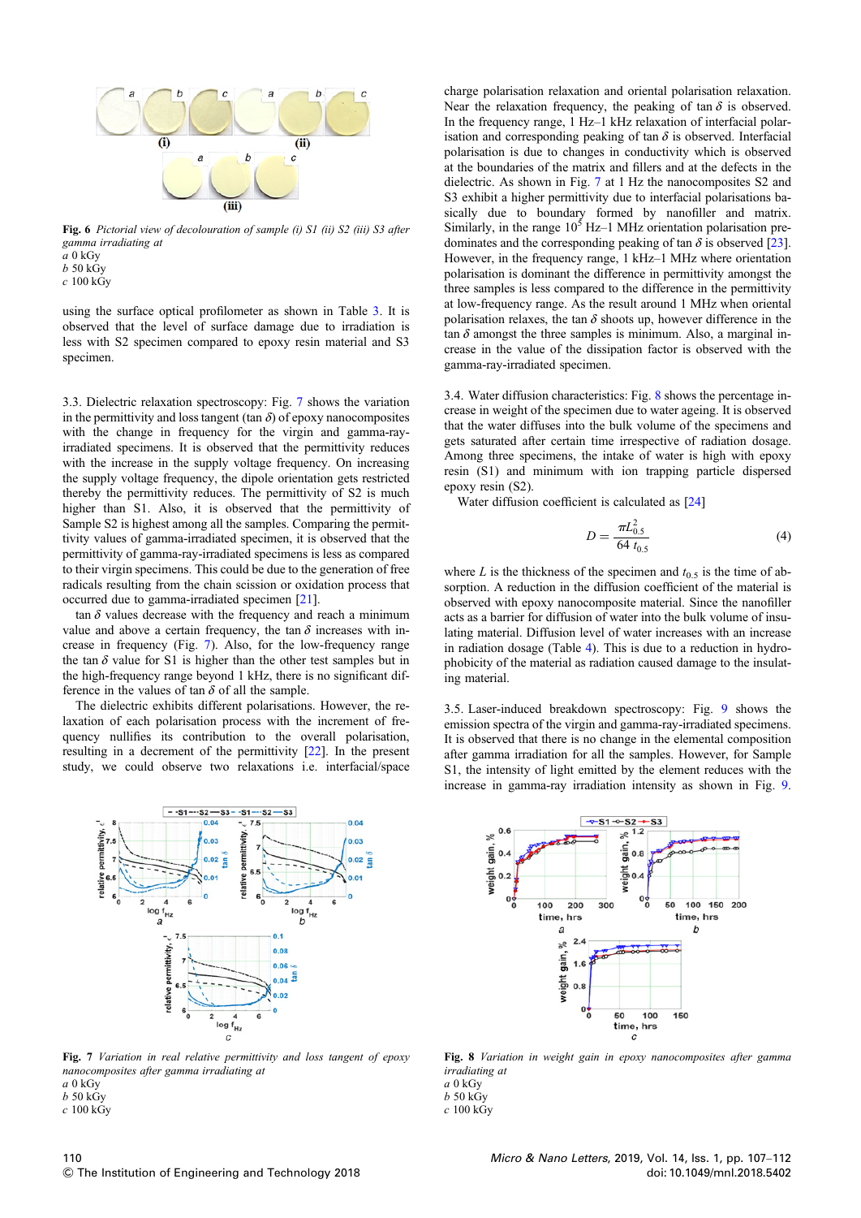Fig. 6 *Pictorial view of decolouration of sample (i) S1 (ii) S2 (iii) S3 after gamma irradiating at*
*a* 0 kGy
*b* 50 kGy
*c* 100 kGy

using the surface optical profilometer as shown in Table 3. It is observed that the level of surface damage due to irradiation is less with S2 specimen compared to epoxy resin material and S3 specimen.

3.3. Dielectric relaxation spectroscopy: Fig. 7 shows the variation in the permittivity and loss tangent (tan $\delta$) of epoxy nanocomposites with the change in frequency for the virgin and gamma-ray-irradiated specimens. It is observed that the permittivity reduces with the increase in the supply voltage frequency. On increasing the supply voltage frequency, the dipole orientation gets restricted thereby the permittivity reduces. The permittivity of S2 is much higher than S1. Also, it is observed that the permittivity of Sample S2 is highest among all the samples. Comparing the permittivity values of gamma-irradiated specimen, it is observed that the permittivity of gamma-ray-irradiated specimens is less as compared to their virgin specimens. This could be due to the generation of free radicals resulting from the chain scission or oxidation process that occurred due to gamma-irradiated specimen [21].

tan $\delta$ values decrease with the frequency and reach a minimum value and above a certain frequency, the tan $\delta$ increases with increase in frequency (Fig. 7). Also, for the low-frequency range the tan $\delta$ value for S1 is higher than the other test samples but in the high-frequency range beyond 1 kHz, there is no significant difference in the values of tan $\delta$ of all the sample.

The dielectric exhibits different polarisations. However, the relaxation of each polarisation process with the increment of frequency nullifies its contribution to the overall polarisation, resulting in a decrement of the permittivity [22]. In the present study, we could observe two relaxations i.e. interfacial/space charge polarisation relaxation and oriental polarisation relaxation. Near the relaxation frequency, the peaking of tan $\delta$ is observed. In the frequency range, 1 Hz–1 kHz relaxation of interfacial polarisation and corresponding peaking of tan $\delta$ is observed. Interfacial polarisation is due to changes in conductivity which is observed at the boundaries of the matrix and fillers and at the defects in the dielectric. As shown in Fig. 7 at 1 Hz the nanocomposites S2 and S3 exhibit a higher permittivity due to interfacial polarisations basically due to boundary formed by nanofiller and matrix. Similarly, in the range $10^5$ Hz–1 MHz orientation polarisation predominates and the corresponding peaking of tan $\delta$ is observed [23]. However, in the frequency range, 1 kHz–1 MHz where orientation polarisation is dominant the difference in permittivity amongst the three samples is less compared to the difference in the permittivity at low-frequency range. As the result around 1 MHz when oriental polarisation relaxes, the tan $\delta$ shoots up, however difference in the tan $\delta$ amongst the three samples is minimum. Also, a marginal increase in the value of the dissipation factor is observed with the gamma-ray-irradiated specimen.

3.4. Water diffusion characteristics: Fig. 8 shows the percentage increase in weight of the specimen due to water ageing. It is observed that the water diffuses into the bulk volume of the specimens and gets saturated after certain time irrespective of radiation dosage. Among three specimens, the intake of water is high with epoxy resin (S1) and minimum with ion trapping particle dispersed epoxy resin (S2).

Water diffusion coefficient is calculated as [24]

$$D = \frac{\pi L_{0.5}^2}{64\ t_{0.5}} \tag{4}$$

where $L$ is the thickness of the specimen and $t_{0.5}$ is the time of absorption. A reduction in the diffusion coefficient of the material is observed with epoxy nanocomposite material. Since the nanofiller acts as a barrier for diffusion of water into the bulk volume of insulating material. Diffusion level of water increases with an increase in radiation dosage (Table 4). This is due to a reduction in hydrophobicity of the material as radiation caused damage to the insulating material.

3.5. Laser-induced breakdown spectroscopy: Fig. 9 shows the emission spectra of the virgin and gamma-ray-irradiated specimens. It is observed that there is no change in the elemental composition after gamma irradiation for all the samples. However, for Sample S1, the intensity of light emitted by the element reduces with the increase in gamma-ray irradiation intensity as shown in Fig. 9.

Fig. 7 *Variation in real relative permittivity and loss tangent of epoxy nanocomposites after gamma irradiating at*
*a* 0 kGy
*b* 50 kGy
*c* 100 kGy

Fig. 8 *Variation in weight gain in epoxy nanocomposites after gamma irradiating at*
*a* 0 kGy
*b* 50 kGy
*c* 100 kGy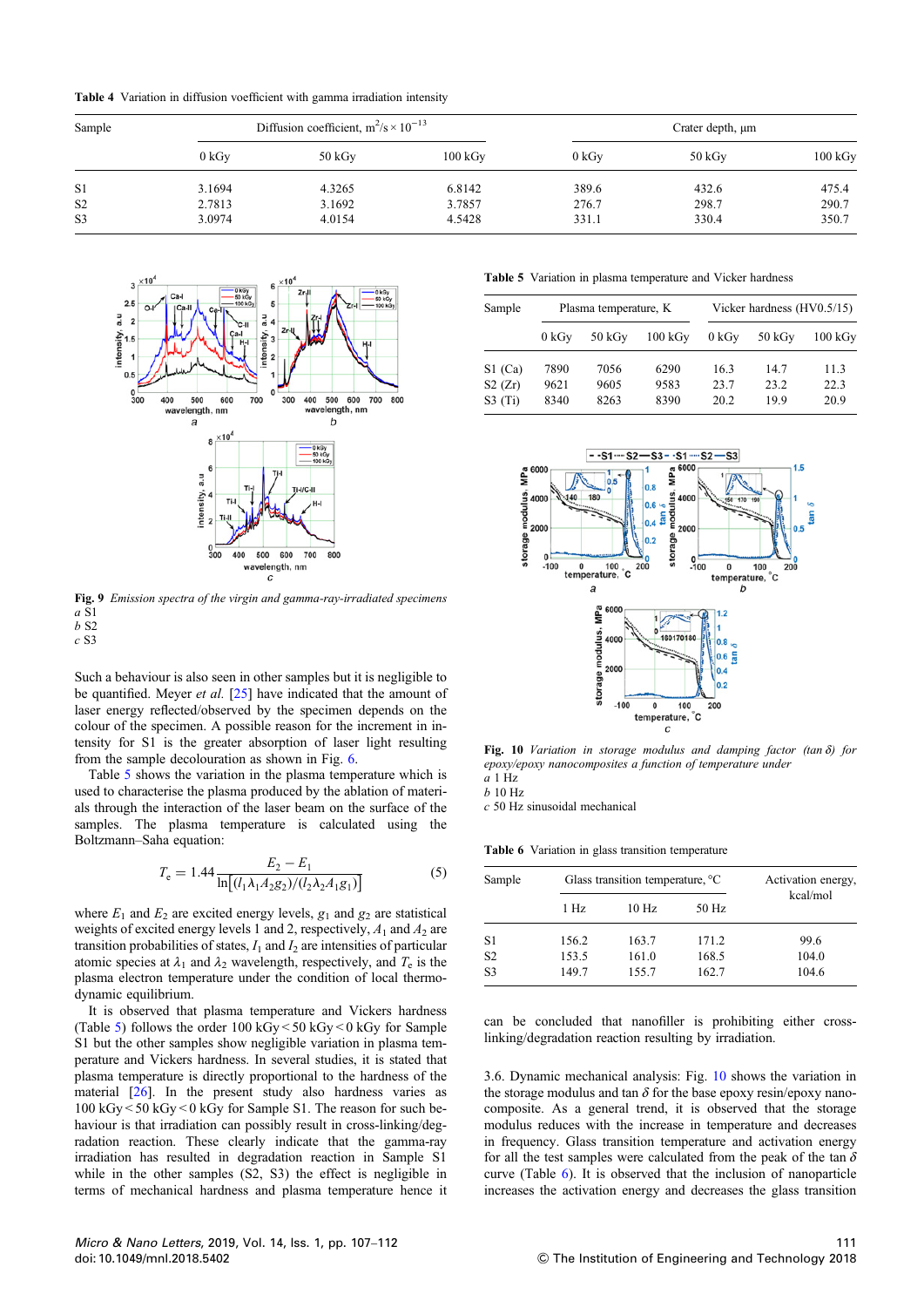**Table 4** Variation in diffusion voefficient with gamma irradiation intensity

| Sample | Diffusion coefficient, $m^2/s \times 10^{-13}$ | | | Crater depth, μm | | |
|---|---|---|---|---|---|---|
| | 0 kGy | 50 kGy | 100 kGy | 0 kGy | 50 kGy | 100 kGy |
| S1 | 3.1694 | 4.3265 | 6.8142 | 389.6 | 432.6 | 475.4 |
| S2 | 2.7813 | 3.1692 | 3.7857 | 276.7 | 298.7 | 290.7 |
| S3 | 3.0974 | 4.0154 | 4.5428 | 331.1 | 330.4 | 350.7 |

**Fig. 9** *Emission spectra of the virgin and gamma-ray-irradiated specimens*
*a* S1
*b* S2
*c* S3

Such a behaviour is also seen in other samples but it is negligible to be quantified. Meyer *et al.* [25] have indicated that the amount of laser energy reflected/observed by the specimen depends on the colour of the specimen. A possible reason for the increment in intensity for S1 is the greater absorption of laser light resulting from the sample decolouration as shown in Fig. 6.

Table 5 shows the variation in the plasma temperature which is used to characterise the plasma produced by the ablation of materials through the interaction of the laser beam on the surface of the samples. The plasma temperature is calculated using the Boltzmann–Saha equation:

$$T_e = 1.44 \frac{E_2 - E_1}{\ln[(I_1 \lambda_1 A_2 g_2)/(I_2 \lambda_2 A_1 g_1)]} \tag{5}$$

where $E_1$ and $E_2$ are excited energy levels, $g_1$ and $g_2$ are statistical weights of excited energy levels 1 and 2, respectively, $A_1$ and $A_2$ are transition probabilities of states, $I_1$ and $I_2$ are intensities of particular atomic species at $\lambda_1$ and $\lambda_2$ wavelength, respectively, and $T_e$ is the plasma electron temperature under the condition of local thermodynamic equilibrium.

It is observed that plasma temperature and Vickers hardness (Table 5) follows the order 100 kGy < 50 kGy < 0 kGy for Sample S1 but the other samples show negligible variation in plasma temperature and Vickers hardness. In several studies, it is stated that plasma temperature is directly proportional to the hardness of the material [26]. In the present study also hardness varies as 100 kGy < 50 kGy < 0 kGy for Sample S1. The reason for such behaviour is that irradiation can possibly result in cross-linking/degradation reaction. These clearly indicate that the gamma-ray irradiation has resulted in degradation reaction in Sample S1 while in the other samples (S2, S3) the effect is negligible in terms of mechanical hardness and plasma temperature hence it can be concluded that nanofiller is prohibiting either cross-linking/degradation reaction resulting by irradiation.

**Table 5** Variation in plasma temperature and Vicker hardness

| Sample | Plasma temperature, K | | | Vicker hardness (HV0.5/15) | | |
|---|---|---|---|---|---|---|
| | 0 kGy | 50 kGy | 100 kGy | 0 kGy | 50 kGy | 100 kGy |
| S1 (Ca) | 7890 | 7056 | 6290 | 16.3 | 14.7 | 11.3 |
| S2 (Zr) | 9621 | 9605 | 9583 | 23.7 | 23.2 | 22.3 |
| S3 (Ti) | 8340 | 8263 | 8390 | 20.2 | 19.9 | 20.9 |

**Fig. 10** *Variation in storage modulus and damping factor (tan δ) for epoxy/epoxy nanocomposites a function of temperature under*
*a* 1 Hz
*b* 10 Hz
*c* 50 Hz sinusoidal mechanical

**Table 6** Variation in glass transition temperature

| Sample | Glass transition temperature, °C | | | Activation energy, kcal/mol |
|---|---|---|---|---|
| | 1 Hz | 10 Hz | 50 Hz | |
| S1 | 156.2 | 163.7 | 171.2 | 99.6 |
| S2 | 153.5 | 161.0 | 168.5 | 104.0 |
| S3 | 149.7 | 155.7 | 162.7 | 104.6 |

3.6. Dynamic mechanical analysis: Fig. 10 shows the variation in the storage modulus and tan $\delta$ for the base epoxy resin/epoxy nanocomposite. As a general trend, it is observed that the storage modulus reduces with the increase in temperature and decreases in frequency. Glass transition temperature and activation energy for all the test samples were calculated from the peak of the tan $\delta$ curve (Table 6). It is observed that the inclusion of nanoparticle increases the activation energy and decreases the glass transition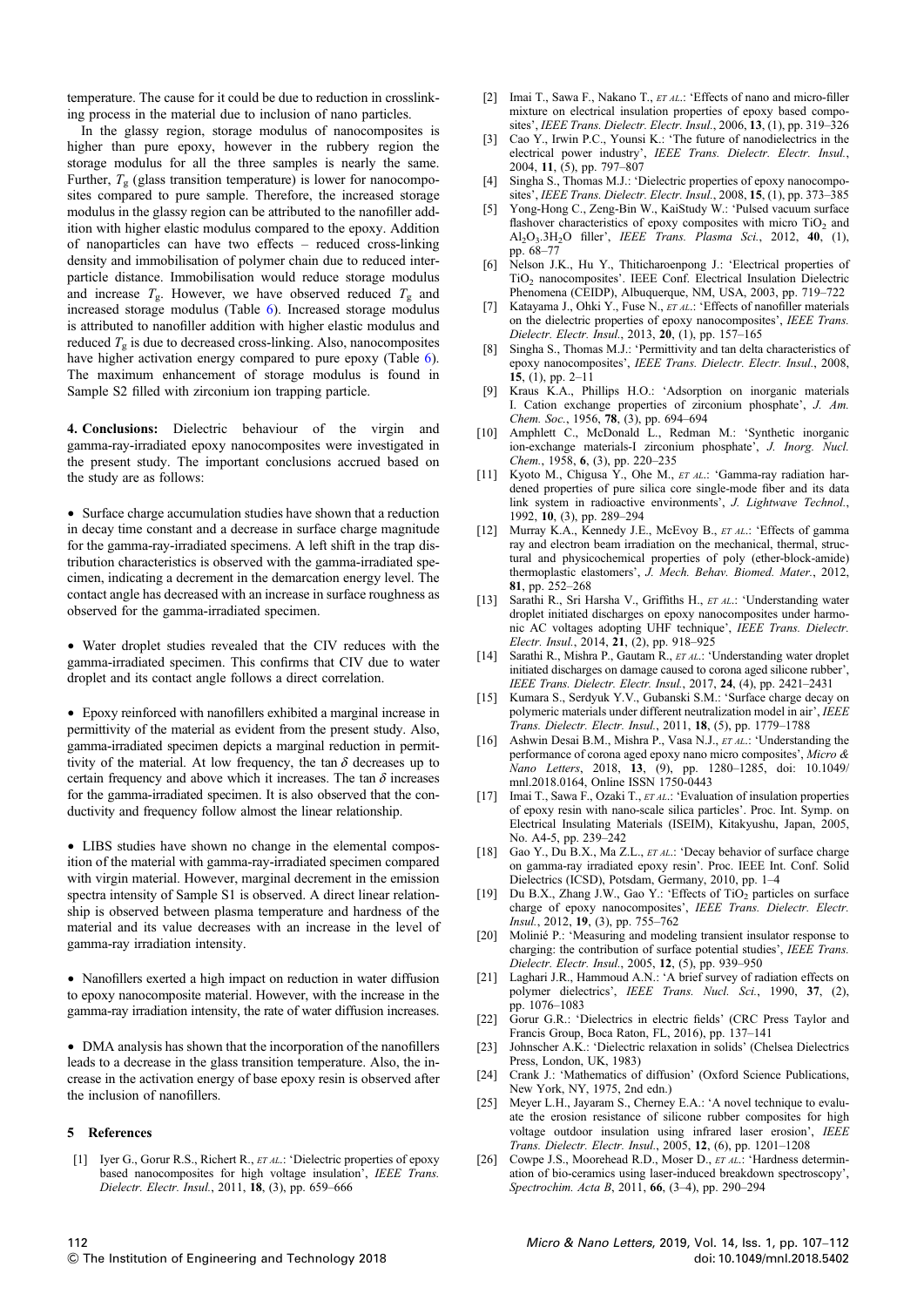temperature. The cause for it could be due to reduction in crosslinking process in the material due to inclusion of nano particles.

In the glassy region, storage modulus of nanocomposites is higher than pure epoxy, however in the rubbery region the storage modulus for all the three samples is nearly the same. Further, $T_g$ (glass transition temperature) is lower for nanocomposites compared to pure sample. Therefore, the increased storage modulus in the glassy region can be attributed to the nanofiller addition with higher elastic modulus compared to the epoxy. Addition of nanoparticles can have two effects – reduced cross-linking density and immobilisation of polymer chain due to reduced interparticle distance. Immobilisation would reduce storage modulus and increase $T_g$. However, we have observed reduced $T_g$ and increased storage modulus (Table 6). Increased storage modulus is attributed to nanofiller addition with higher elastic modulus and reduced $T_g$ is due to decreased cross-linking. Also, nanocomposites have higher activation energy compared to pure epoxy (Table 6). The maximum enhancement of storage modulus is found in Sample S2 filled with zirconium ion trapping particle.

**4. Conclusions:** Dielectric behaviour of the virgin and gamma-ray-irradiated epoxy nanocomposites were investigated in the present study. The important conclusions accrued based on the study are as follows:

- Surface charge accumulation studies have shown that a reduction in decay time constant and a decrease in surface charge magnitude for the gamma-ray-irradiated specimens. A left shift in the trap distribution characteristics is observed with the gamma-irradiated specimen, indicating a decrement in the demarcation energy level. The contact angle has decreased with an increase in surface roughness as observed for the gamma-irradiated specimen.

- Water droplet studies revealed that the CIV reduces with the gamma-irradiated specimen. This confirms that CIV due to water droplet and its contact angle follows a direct correlation.

- Epoxy reinforced with nanofillers exhibited a marginal increase in permittivity of the material as evident from the present study. Also, gamma-irradiated specimen depicts a marginal reduction in permittivity of the material. At low frequency, the tan $\delta$ decreases up to certain frequency and above which it increases. The tan $\delta$ increases for the gamma-irradiated specimen. It is also observed that the conductivity and frequency follow almost the linear relationship.

- LIBS studies have shown no change in the elemental composition of the material with gamma-ray-irradiated specimen compared with virgin material. However, marginal decrement in the emission spectra intensity of Sample S1 is observed. A direct linear relationship is observed between plasma temperature and hardness of the material and its value decreases with an increase in the level of gamma-ray irradiation intensity.

- Nanofillers exerted a high impact on reduction in water diffusion to epoxy nanocomposite material. However, with the increase in the gamma-ray irradiation intensity, the rate of water diffusion increases.

- DMA analysis has shown that the incorporation of the nanofillers leads to a decrease in the glass transition temperature. Also, the increase in the activation energy of base epoxy resin is observed after the inclusion of nanofillers.

## 5 References

[1] Iyer G., Gorur R.S., Richert R., *ET AL.*: 'Dielectric properties of epoxy based nanocomposites for high voltage insulation', *IEEE Trans. Dielectr. Electr. Insul.*, 2011, **18**, (3), pp. 659–666

[2] Imai T., Sawa F., Nakano T., *ET AL.*: 'Effects of nano and micro-filler mixture on electrical insulation properties of epoxy based composites', *IEEE Trans. Dielectr. Electr. Insul.*, 2006, **13**, (1), pp. 319–326

[3] Cao Y., Irwin P.C., Younsi K.: 'The future of nanodielectrics in the electrical power industry', *IEEE Trans. Dielectr. Electr. Insul.*, 2004, **11**, (5), pp. 797–807

[4] Singha S., Thomas M.J.: 'Dielectric properties of epoxy nanocomposites', *IEEE Trans. Dielectr. Electr. Insul.*, 2008, **15**, (1), pp. 373–385

[5] Yong-Hong C., Zeng-Bin W., KaiStudy W.: 'Pulsed vacuum surface flashover characteristics of epoxy composites with micro $TiO_2$ and $Al_2O_3.3H_2O$ filler', *IEEE Trans. Plasma Sci.*, 2012, **40**, (1), pp. 68–77

[6] Nelson J.K., Hu Y., Thiticharoenpong J.: 'Electrical properties of $TiO_2$ nanocomposites'. IEEE Conf. Electrical Insulation Dielectric Phenomena (CEIDP), Albuquerque, NM, USA, 2003, pp. 719–722

[7] Katayama J., Ohki Y., Fuse N., *ET AL.*: 'Effects of nanofiller materials on the dielectric properties of epoxy nanocomposites', *IEEE Trans. Dielectr. Electr. Insul.*, 2013, **20**, (1), pp. 157–165

[8] Singha S., Thomas M.J.: 'Permittivity and tan delta characteristics of epoxy nanocomposites', *IEEE Trans. Dielectr. Electr. Insul.*, 2008, **15**, (1), pp. 2–11

[9] Kraus K.A., Phillips H.O.: 'Adsorption on inorganic materials I. Cation exchange properties of zirconium phosphate', *J. Am. Chem. Soc.*, 1956, **78**, (3), pp. 694–694

[10] Amphlett C., McDonald L., Redman M.: 'Synthetic inorganic ion-exchange materials-I zirconium phosphate', *J. Inorg. Nucl. Chem.*, 1958, **6**, (3), pp. 220–235

[11] Kyoto M., Chigusa Y., Ohe M., *ET AL.*: 'Gamma-ray radiation hardened properties of pure silica core single-mode fiber and its data link system in radioactive environments', *J. Lightwave Technol.*, 1992, **10**, (3), pp. 289–294

[12] Murray K.A., Kennedy J.E., McEvoy B., *ET AL.*: 'Effects of gamma ray and electron beam irradiation on the mechanical, thermal, structural and physicochemical properties of poly (ether-block-amide) thermoplastic elastomers', *J. Mech. Behav. Biomed. Mater.*, 2012, **81**, pp. 252–268

[13] Sarathi R., Sri Harsha V., Griffiths H., *ET AL.*: 'Understanding water droplet initiated discharges on epoxy nanocomposites under harmonic AC voltages adopting UHF technique', *IEEE Trans. Dielectr. Electr. Insul.*, 2014, **21**, (2), pp. 918–925

[14] Sarathi R., Mishra P., Gautam R., *ET AL.*: 'Understanding water droplet initiated discharges on damage caused to corona aged silicone rubber', *IEEE Trans. Dielectr. Electr. Insul.*, 2017, **24**, (4), pp. 2421–2431

[15] Kumara S., Serdyuk Y.V., Gubanski S.M.: 'Surface charge decay on polymeric materials under different neutralization model in air', *IEEE Trans. Dielectr. Electr. Insul.*, 2011, **18**, (5), pp. 1779–1788

[16] Ashwin Desai B.M., Mishra P., Vasa N.J., *ET AL.*: 'Understanding the performance of corona aged epoxy nano micro composites', *Micro & Nano Letters*, 2018, **13**, (9), pp. 1280–1285, doi: 10.1049/mnl.2018.0164, Online ISSN 1750-0443

[17] Imai T., Sawa F., Ozaki T., *ET AL.*: 'Evaluation of insulation properties of epoxy resin with nano-scale silica particles'. Proc. Int. Symp. on Electrical Insulating Materials (ISEIM), Kitakyushu, Japan, 2005, No. A4-5, pp. 239–242

[18] Gao Y., Du B.X., Ma Z.L., *ET AL.*: 'Decay behavior of surface charge on gamma-ray irradiated epoxy resin'. Proc. IEEE Int. Conf. Solid Dielectrics (ICSD), Potsdam, Germany, 2010, pp. 1–4

[19] Du B.X., Zhang J.W., Gao Y.: 'Effects of $TiO_2$ particles on surface charge of epoxy nanocomposites', *IEEE Trans. Dielectr. Electr. Insul.*, 2012, **19**, (3), pp. 755–762

[20] Molinié P.: 'Measuring and modeling transient insulator response to charging: the contribution of surface potential studies', *IEEE Trans. Dielectr. Electr. Insul.*, 2005, **12**, (5), pp. 939–950

[21] Laghari J.R., Hammoud A.N.: 'A brief survey of radiation effects on polymer dielectrics', *IEEE Trans. Nucl. Sci.*, 1990, **37**, (2), pp. 1076–1083

[22] Gorur G.R.: 'Dielectrics in electric fields' (CRC Press Taylor and Francis Group, Boca Raton, FL, 2016), pp. 137–141

[23] Johnscher A.K.: 'Dielectric relaxation in solids' (Chelsea Dielectrics Press, London, UK, 1983)

[24] Crank J.: 'Mathematics of diffusion' (Oxford Science Publications, New York, NY, 1975, 2nd edn.)

[25] Meyer L.H., Jayaram S., Cherney E.A.: 'A novel technique to evaluate the erosion resistance of silicone rubber composites for high voltage outdoor insulation using infrared laser erosion', *IEEE Trans. Dielectr. Electr. Insul.*, 2005, **12**, (6), pp. 1201–1208

[26] Cowpe J.S., Moorehead R.D., Moser D., *ET AL.*: 'Hardness determination of bio-ceramics using laser-induced breakdown spectroscopy', *Spectrochim. Acta B*, 2011, **66**, (3–4), pp. 290–294